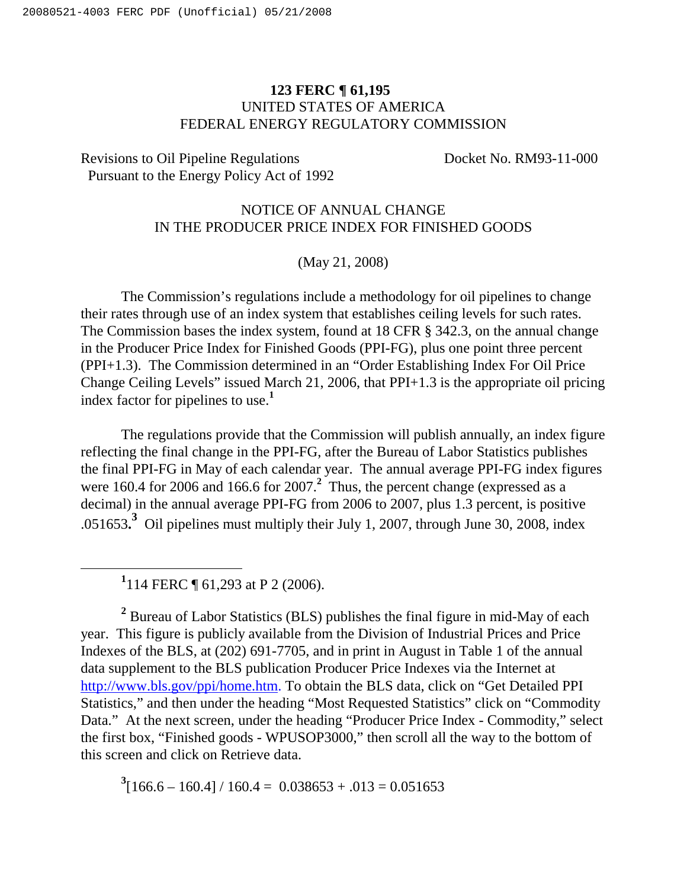**123 FERC ¶ 61,195**
UNITED STATES OF AMERICA
FEDERAL ENERGY REGULATORY COMMISSION

Revisions to Oil Pipeline Regulations Pursuant to the Energy Policy Act of 1992 — Docket No. RM93-11-000

NOTICE OF ANNUAL CHANGE
IN THE PRODUCER PRICE INDEX FOR FINISHED GOODS

(May 21, 2008)

The Commission's regulations include a methodology for oil pipelines to change their rates through use of an index system that establishes ceiling levels for such rates. The Commission bases the index system, found at 18 CFR § 342.3, on the annual change in the Producer Price Index for Finished Goods (PPI-FG), plus one point three percent (PPI+1.3). The Commission determined in an "Order Establishing Index For Oil Price Change Ceiling Levels" issued March 21, 2006, that PPI+1.3 is the appropriate oil pricing index factor for pipelines to use.[1]

The regulations provide that the Commission will publish annually, an index figure reflecting the final change in the PPI-FG, after the Bureau of Labor Statistics publishes the final PPI-FG in May of each calendar year. The annual average PPI-FG index figures were 160.4 for 2006 and 166.6 for 2007.[2] Thus, the percent change (expressed as a decimal) in the annual average PPI-FG from 2006 to 2007, plus 1.3 percent, is positive .051653.[3] Oil pipelines must multiply their July 1, 2007, through June 30, 2008, index

---

[1] 114 FERC ¶ 61,293 at P 2 (2006).

[2] Bureau of Labor Statistics (BLS) publishes the final figure in mid-May of each year. This figure is publicly available from the Division of Industrial Prices and Price Indexes of the BLS, at (202) 691-7705, and in print in August in Table 1 of the annual data supplement to the BLS publication Producer Price Indexes via the Internet at http://www.bls.gov/ppi/home.htm. To obtain the BLS data, click on "Get Detailed PPI Statistics," and then under the heading "Most Requested Statistics" click on "Commodity Data." At the next screen, under the heading "Producer Price Index - Commodity," select the first box, "Finished goods - WPUSOP3000," then scroll all the way to the bottom of this screen and click on Retrieve data.

[3] $[166.6 – 160.4] / 160.4 = 0.038653 + .013 = 0.051653$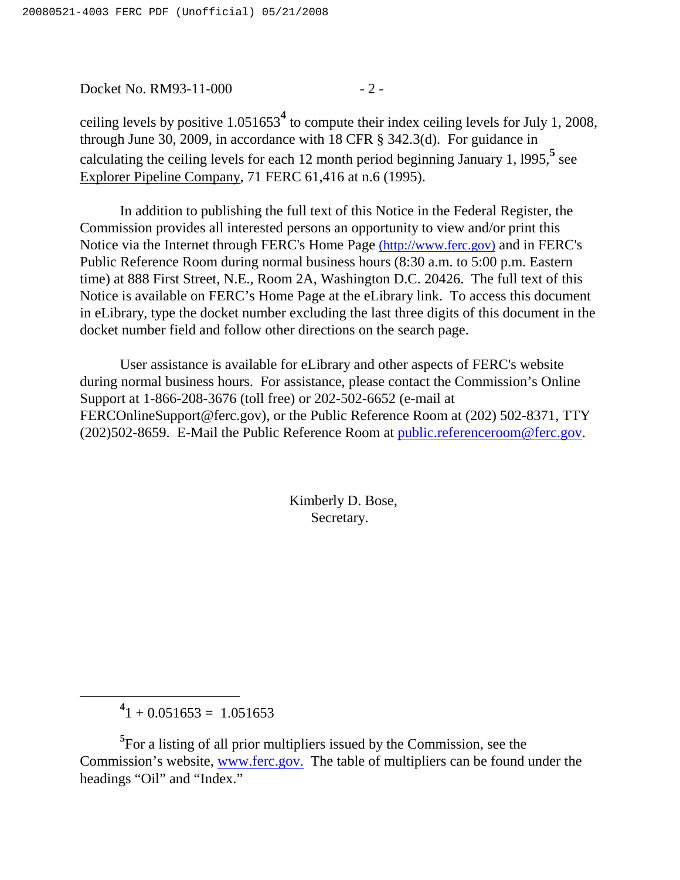ceiling levels by positive 1.051653[4] to compute their index ceiling levels for July 1, 2008, through June 30, 2009, in accordance with 18 CFR § 342.3(d). For guidance in calculating the ceiling levels for each 12 month period beginning January 1, l995,[5] see Explorer Pipeline Company, 71 FERC 61,416 at n.6 (1995).

In addition to publishing the full text of this Notice in the Federal Register, the Commission provides all interested persons an opportunity to view and/or print this Notice via the Internet through FERC's Home Page (http://www.ferc.gov) and in FERC's Public Reference Room during normal business hours (8:30 a.m. to 5:00 p.m. Eastern time) at 888 First Street, N.E., Room 2A, Washington D.C. 20426. The full text of this Notice is available on FERC's Home Page at the eLibrary link. To access this document in eLibrary, type the docket number excluding the last three digits of this document in the docket number field and follow other directions on the search page.

User assistance is available for eLibrary and other aspects of FERC's website during normal business hours. For assistance, please contact the Commission's Online Support at 1-866-208-3676 (toll free) or 202-502-6652 (e-mail at FERCOnlineSupport@ferc.gov), or the Public Reference Room at (202) 502-8371, TTY (202)502-8659. E-Mail the Public Reference Room at public.referenceroom@ferc.gov.

Kimberly D. Bose,
Secretary.

---

[4] $1 + 0.051653 = 1.051653$

[5] For a listing of all prior multipliers issued by the Commission, see the Commission's website, www.ferc.gov. The table of multipliers can be found under the headings "Oil" and "Index."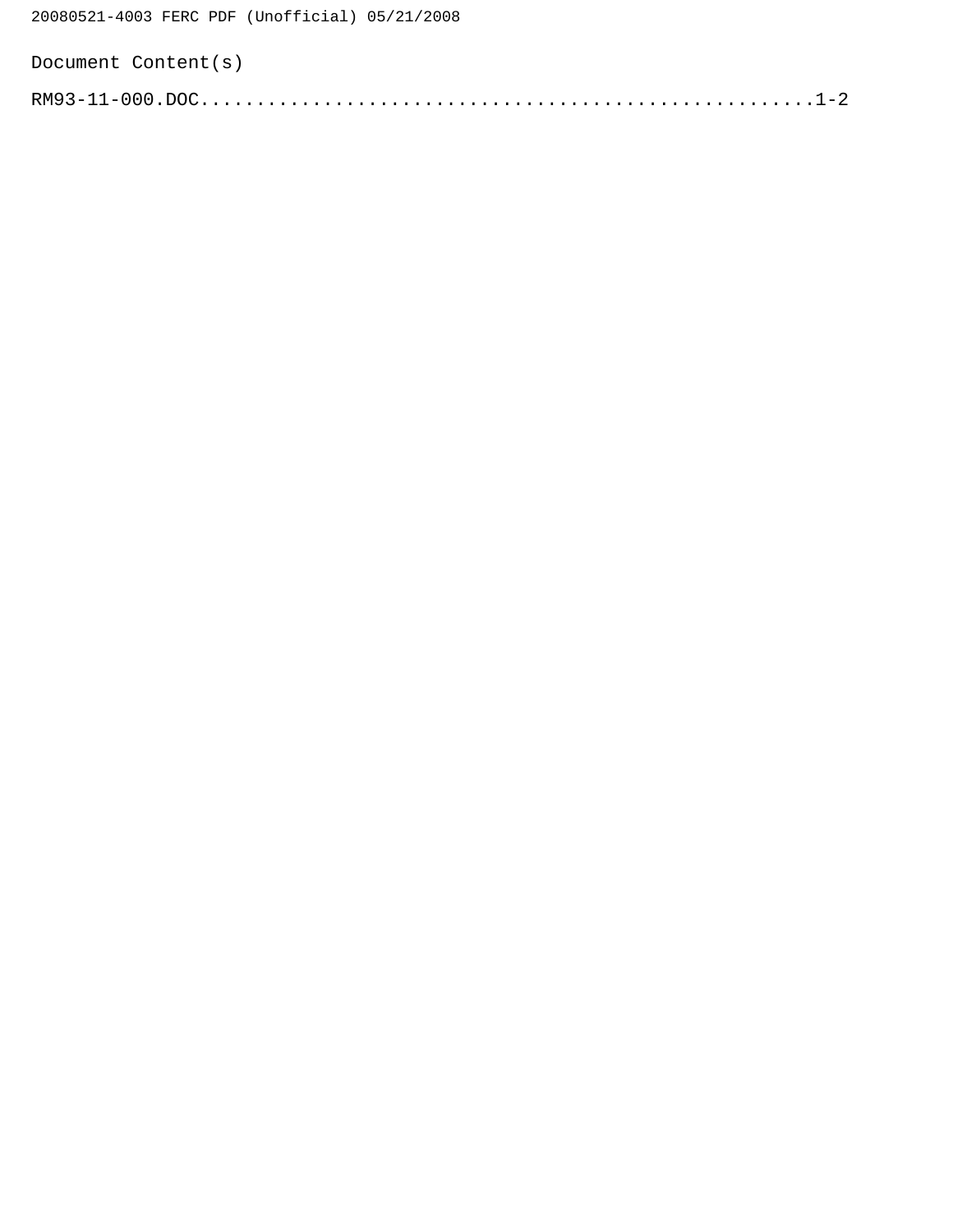20080521-4003 FERC PDF (Unofficial) 05/21/2008

Document Content(s)

RM93-11-000.DOC.....................................................1-2